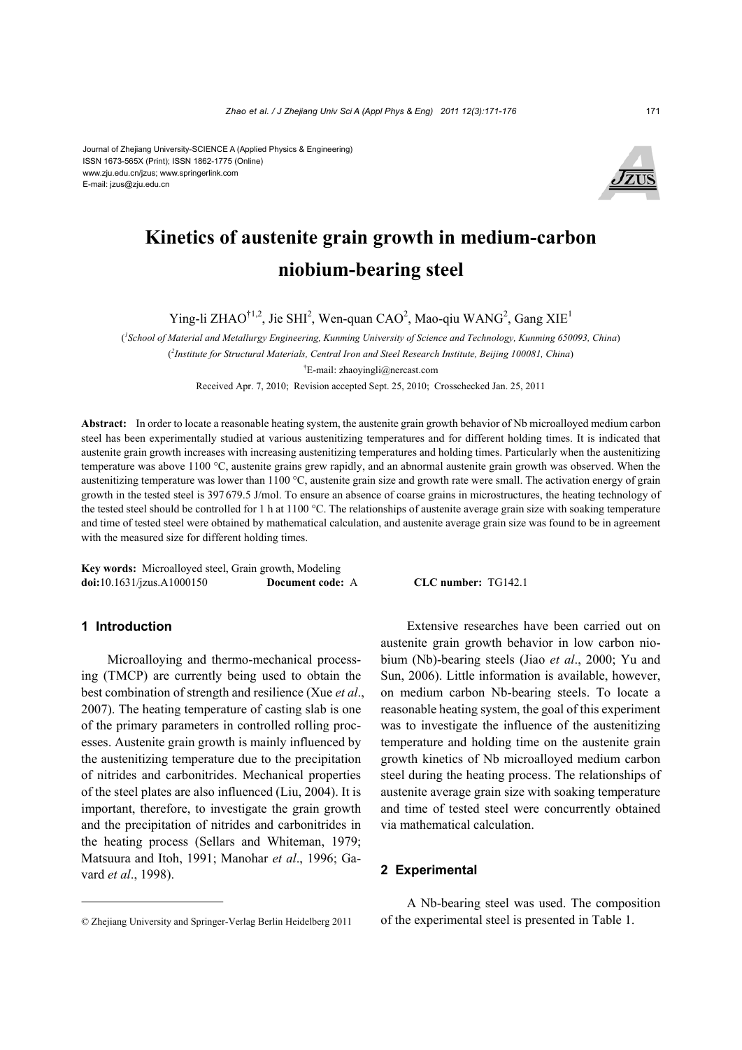Journal of Zhejiang University-SCIENCE A (Applied Physics & Engineering)
ISSN 1673-565X (Print); ISSN 1862-1775 (Online)
www.zju.edu.cn/jzus; www.springerlink.com
E-mail: jzus@zju.edu.cn

# Kinetics of austenite grain growth in medium-carbon niobium-bearing steel

Ying-li ZHAO[†1,2], Jie SHI[2], Wen-quan CAO[2], Mao-qiu WANG[2], Gang XIE[1]

([1]*School of Material and Metallurgy Engineering, Kunming University of Science and Technology, Kunming 650093, China*)

([2]*Institute for Structural Materials, Central Iron and Steel Research Institute, Beijing 100081, China*)

[†]E-mail: zhaoyingli@nercast.com

Received Apr. 7, 2010; Revision accepted Sept. 25, 2010; Crosschecked Jan. 25, 2011

**Abstract:** In order to locate a reasonable heating system, the austenite grain growth behavior of Nb microalloyed medium carbon steel has been experimentally studied at various austenitizing temperatures and for different holding times. It is indicated that austenite grain growth increases with increasing austenitizing temperatures and holding times. Particularly when the austenitizing temperature was above 1100 °C, austenite grains grew rapidly, and an abnormal austenite grain growth was observed. When the austenitizing temperature was lower than 1100 °C, austenite grain size and growth rate were small. The activation energy of grain growth in the tested steel is 397 679.5 J/mol. To ensure an absence of coarse grains in microstructures, the heating technology of the tested steel should be controlled for 1 h at 1100 °C. The relationships of austenite average grain size with soaking temperature and time of tested steel were obtained by mathematical calculation, and austenite average grain size was found to be in agreement with the measured size for different holding times.

**Key words:** Microalloyed steel, Grain growth, Modeling
**doi:**10.1631/jzus.A1000150 **Document code:** A **CLC number:** TG142.1

## 1 Introduction

Microalloying and thermo-mechanical processing (TMCP) are currently being used to obtain the best combination of strength and resilience (Xue *et al*., 2007). The heating temperature of casting slab is one of the primary parameters in controlled rolling processes. Austenite grain growth is mainly influenced by the austenitizing temperature due to the precipitation of nitrides and carbonitrides. Mechanical properties of the steel plates are also influenced (Liu, 2004). It is important, therefore, to investigate the grain growth and the precipitation of nitrides and carbonitrides in the heating process (Sellars and Whiteman, 1979; Matsuura and Itoh, 1991; Manohar *et al*., 1996; Gavard *et al*., 1998).

Extensive researches have been carried out on austenite grain growth behavior in low carbon niobium (Nb)-bearing steels (Jiao *et al*., 2000; Yu and Sun, 2006). Little information is available, however, on medium carbon Nb-bearing steels. To locate a reasonable heating system, the goal of this experiment was to investigate the influence of the austenitizing temperature and holding time on the austenite grain growth kinetics of Nb microalloyed medium carbon steel during the heating process. The relationships of austenite average grain size with soaking temperature and time of tested steel were concurrently obtained via mathematical calculation.

## 2 Experimental

A Nb-bearing steel was used. The composition of the experimental steel is presented in Table 1.

© Zhejiang University and Springer-Verlag Berlin Heidelberg 2011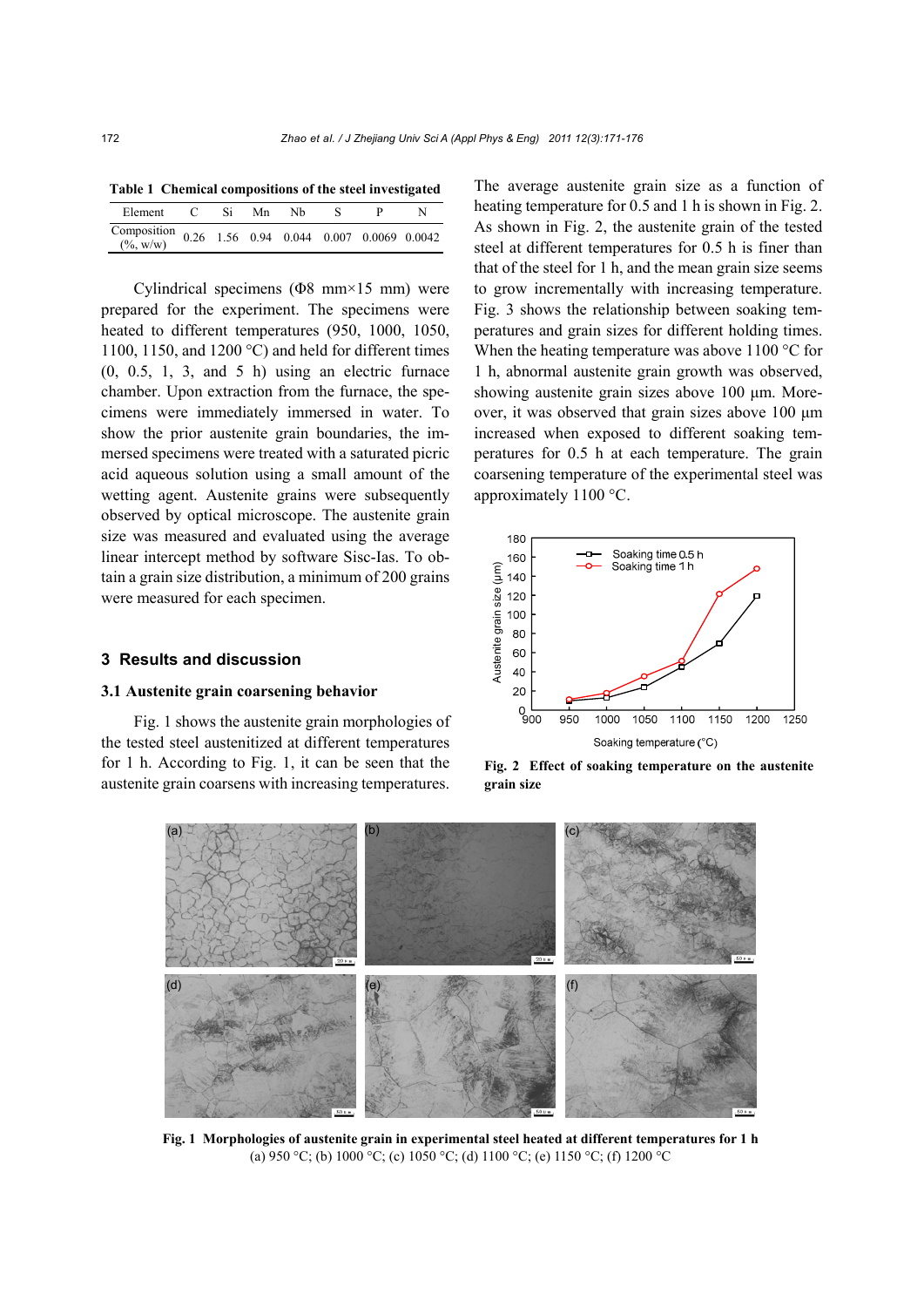**Table 1 Chemical compositions of the steel investigated**

| Element | C | Si | Mn | Nb | S | P | N |
|---|---|---|---|---|---|---|---|
| Composition (%, w/w) | 0.26 | 1.56 | 0.94 | 0.044 | 0.007 | 0.0069 | 0.0042 |

Cylindrical specimens (Φ8 mm×15 mm) were prepared for the experiment. The specimens were heated to different temperatures (950, 1000, 1050, 1100, 1150, and 1200 °C) and held for different times (0, 0.5, 1, 3, and 5 h) using an electric furnace chamber. Upon extraction from the furnace, the specimens were immediately immersed in water. To show the prior austenite grain boundaries, the immersed specimens were treated with a saturated picric acid aqueous solution using a small amount of the wetting agent. Austenite grains were subsequently observed by optical microscope. The austenite grain size was measured and evaluated using the average linear intercept method by software Sisc-Ias. To obtain a grain size distribution, a minimum of 200 grains were measured for each specimen.

## 3 Results and discussion

### 3.1 Austenite grain coarsening behavior

Fig. 1 shows the austenite grain morphologies of the tested steel austenitized at different temperatures for 1 h. According to Fig. 1, it can be seen that the austenite grain coarsens with increasing temperatures. The average austenite grain size as a function of heating temperature for 0.5 and 1 h is shown in Fig. 2. As shown in Fig. 2, the austenite grain of the tested steel at different temperatures for 0.5 h is finer than that of the steel for 1 h, and the mean grain size seems to grow incrementally with increasing temperature. Fig. 3 shows the relationship between soaking temperatures and grain sizes for different holding times. When the heating temperature was above 1100 °C for 1 h, abnormal austenite grain growth was observed, showing austenite grain sizes above 100 μm. Moreover, it was observed that grain sizes above 100 μm increased when exposed to different soaking temperatures for 0.5 h at each temperature. The grain coarsening temperature of the experimental steel was approximately 1100 °C.

**Fig. 2 Effect of soaking temperature on the austenite grain size**

**Fig. 1 Morphologies of austenite grain in experimental steel heated at different temperatures for 1 h**
(a) 950 °C; (b) 1000 °C; (c) 1050 °C; (d) 1100 °C; (e) 1150 °C; (f) 1200 °C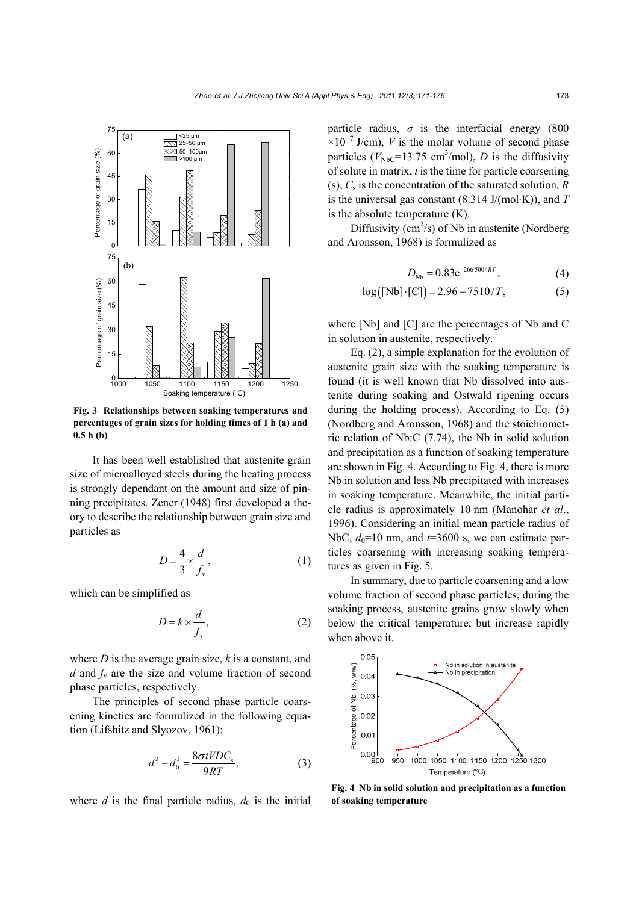Fig. 3 Relationships between soaking temperatures and percentages of grain sizes for holding times of 1 h (a) and 0.5 h (b)

It has been well established that austenite grain size of microalloyed steels during the heating process is strongly dependant on the amount and size of pinning precipitates. Zener (1948) first developed a theory to describe the relationship between grain size and particles as

$$D = \frac{4}{3} \times \frac{d}{f_\mathrm{v}}, \tag{1}$$

which can be simplified as

$$D = k \times \frac{d}{f_\mathrm{v}}, \tag{2}$$

where $D$ is the average grain size, $k$ is a constant, and $d$ and $f_\mathrm{v}$ are the size and volume fraction of second phase particles, respectively.

The principles of second phase particle coarsening kinetics are formulized in the following equation (Lifshitz and Slyozov, 1961):

$$d^3 - d_0^3 = \frac{8\sigma tVDC_\mathrm{s}}{9RT}, \tag{3}$$

where $d$ is the final particle radius, $d_0$ is the initial particle radius, $\sigma$ is the interfacial energy ($800\times10^{-7}$ J/cm), $V$ is the molar volume of second phase particles ($V_{\mathrm{NbC}}$=13.75 cm$^3$/mol), $D$ is the diffusivity of solute in matrix, $t$ is the time for particle coarsening (s), $C_\mathrm{s}$ is the concentration of the saturated solution, $R$ is the universal gas constant (8.314 J/(mol·K)), and $T$ is the absolute temperature (K).

Diffusivity (cm$^2$/s) of Nb in austenite (Nordberg and Aronsson, 1968) is formulized as

$$D_{\mathrm{Nb}} = 0.83\mathrm{e}^{-266\,500/RT}, \tag{4}$$

$$\log([\mathrm{Nb}]\cdot[\mathrm{C}]) = 2.96 - 7510/T, \tag{5}$$

where [Nb] and [C] are the percentages of Nb and C in solution in austenite, respectively.

Eq. (2), a simple explanation for the evolution of austenite grain size with the soaking temperature is found (it is well known that Nb dissolved into austenite during soaking and Ostwald ripening occurs during the holding process). According to Eq. (5) (Nordberg and Aronsson, 1968) and the stoichiometric relation of Nb:C (7.74), the Nb in solid solution and precipitation as a function of soaking temperature are shown in Fig. 4. According to Fig. 4, there is more Nb in solution and less Nb precipitated with increases in soaking temperature. Meanwhile, the initial particle radius is approximately 10 nm (Manohar *et al*., 1996). Considering an initial mean particle radius of NbC, $d_0$=10 nm, and $t$=3600 s, we can estimate particles coarsening with increasing soaking temperatures as given in Fig. 5.

In summary, due to particle coarsening and a low volume fraction of second phase particles, during the soaking process, austenite grains grow slowly when below the critical temperature, but increase rapidly when above it.

Fig. 4 Nb in solid solution and precipitation as a function of soaking temperature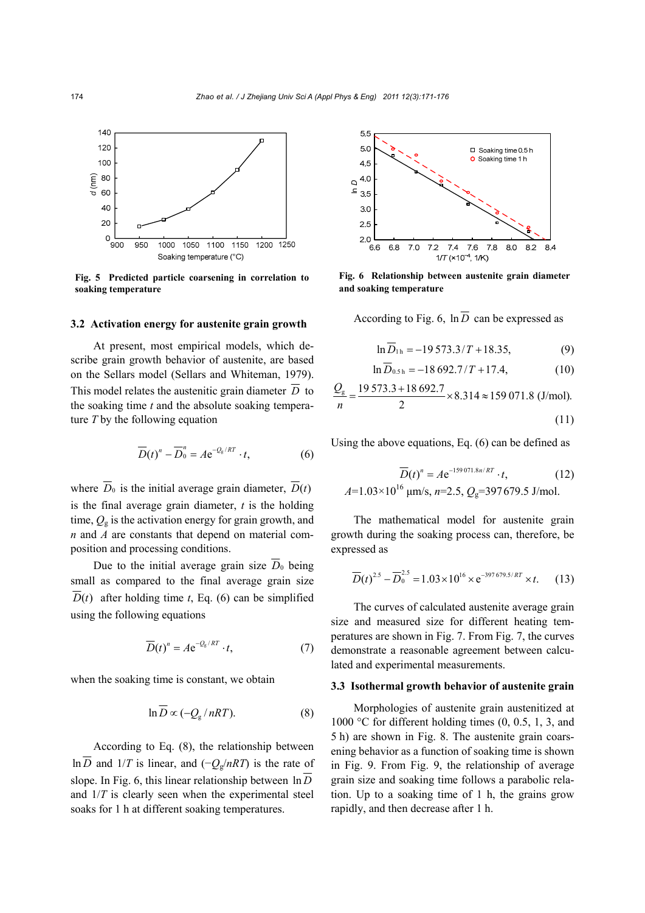Fig. 5 Predicted particle coarsening in correlation to soaking temperature

Fig. 6 Relationship between austenite grain diameter and soaking temperature

### 3.2 Activation energy for austenite grain growth

At present, most empirical models, which describe grain growth behavior of austenite, are based on the Sellars model (Sellars and Whiteman, 1979). This model relates the austenitic grain diameter $\overline{D}$ to the soaking time $t$ and the absolute soaking temperature $T$ by the following equation

$$\overline{D}(t)^n - \overline{D}_0^n = A\mathrm{e}^{-Q_g/RT} \cdot t, \tag{6}$$

where $\overline{D}_0$ is the initial average grain diameter, $\overline{D}(t)$ is the final average grain diameter, $t$ is the holding time, $Q_g$ is the activation energy for grain growth, and $n$ and $A$ are constants that depend on material composition and processing conditions.

Due to the initial average grain size $\overline{D}_0$ being small as compared to the final average grain size $\overline{D}(t)$ after holding time $t$, Eq. (6) can be simplified using the following equations

$$\overline{D}(t)^n = A\mathrm{e}^{-Q_g/RT} \cdot t, \tag{7}$$

when the soaking time is constant, we obtain

$$\ln \overline{D} \propto (-Q_g / nRT). \tag{8}$$

According to Eq. (8), the relationship between $\ln \overline{D}$ and $1/T$ is linear, and $(-Q_g/nRT)$ is the rate of slope. In Fig. 6, this linear relationship between $\ln \overline{D}$ and $1/T$ is clearly seen when the experimental steel soaks for 1 h at different soaking temperatures.

According to Fig. 6, $\ln \overline{D}$ can be expressed as

$$\ln \overline{D}_{1\,\mathrm{h}} = -19\,573.3/T + 18.35, \tag{9}$$

$$\ln \overline{D}_{0.5\,\mathrm{h}} = -18\,692.7/T + 17.4, \tag{10}$$

$$\frac{Q_g}{n} = \frac{19\,573.3 + 18\,692.7}{2} \times 8.314 \approx 159\,071.8 \text{ (J/mol)}. \tag{11}$$

Using the above equations, Eq. (6) can be defined as

$$\overline{D}(t)^n = A\mathrm{e}^{-159\,071.8n/RT} \cdot t, \tag{12}$$

$A$=1.03×10[16] μm/s, $n$=2.5, $Q_g$=397 679.5 J/mol.

The mathematical model for austenite grain growth during the soaking process can, therefore, be expressed as

$$\overline{D}(t)^{2.5} - \overline{D}_0^{2.5} = 1.03 \times 10^{16} \times \mathrm{e}^{-397\,679.5/RT} \times t. \tag{13}$$

The curves of calculated austenite average grain size and measured size for different heating temperatures are shown in Fig. 7. From Fig. 7, the curves demonstrate a reasonable agreement between calculated and experimental measurements.

### 3.3 Isothermal growth behavior of austenite grain

Morphologies of austenite grain austenitized at 1000 °C for different holding times (0, 0.5, 1, 3, and 5 h) are shown in Fig. 8. The austenite grain coarsening behavior as a function of soaking time is shown in Fig. 9. From Fig. 9, the relationship of average grain size and soaking time follows a parabolic relation. Up to a soaking time of 1 h, the grains grow rapidly, and then decrease after 1 h.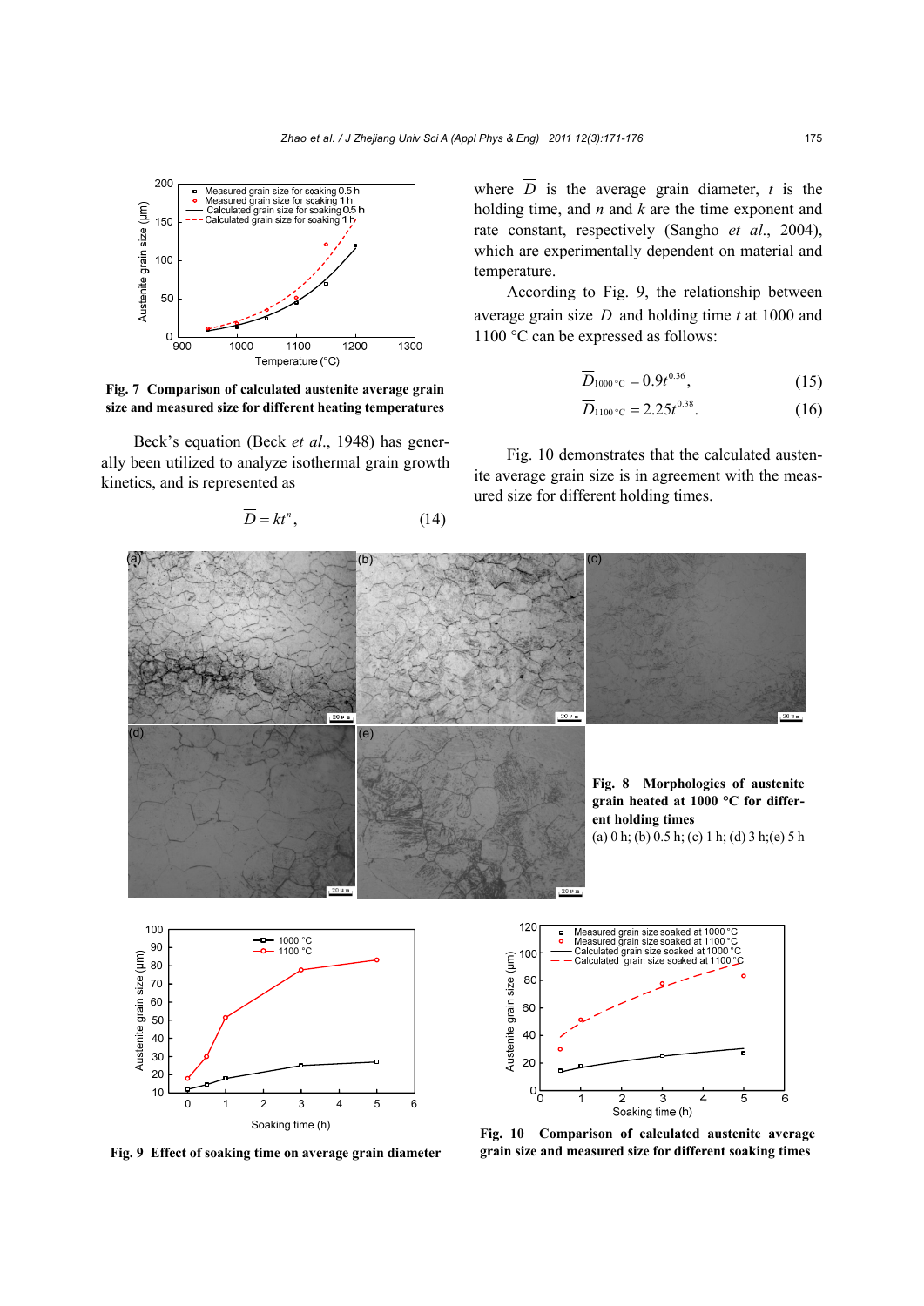Fig. 7 Comparison of calculated austenite average grain size and measured size for different heating temperatures

Beck's equation (Beck *et al*., 1948) has generally been utilized to analyze isothermal grain growth kinetics, and is represented as

$$\overline{D} = kt^n, \tag{14}$$

where $\overline{D}$ is the average grain diameter, $t$ is the holding time, and $n$ and $k$ are the time exponent and rate constant, respectively (Sangho *et al*., 2004), which are experimentally dependent on material and temperature.

According to Fig. 9, the relationship between average grain size $\overline{D}$ and holding time $t$ at 1000 and 1100 °C can be expressed as follows:

$$\overline{D}_{1000\,°\text{C}} = 0.9t^{0.36}, \tag{15}$$

$$\overline{D}_{1100\,°\text{C}} = 2.25t^{0.38}. \tag{16}$$

Fig. 10 demonstrates that the calculated austenite average grain size is in agreement with the measured size for different holding times.

**Fig. 8 Morphologies of austenite grain heated at 1000 °C for different holding times**
(a) 0 h; (b) 0.5 h; (c) 1 h; (d) 3 h;(e) 5 h

Fig. 9 Effect of soaking time on average grain diameter

Fig. 10 Comparison of calculated austenite average grain size and measured size for different soaking times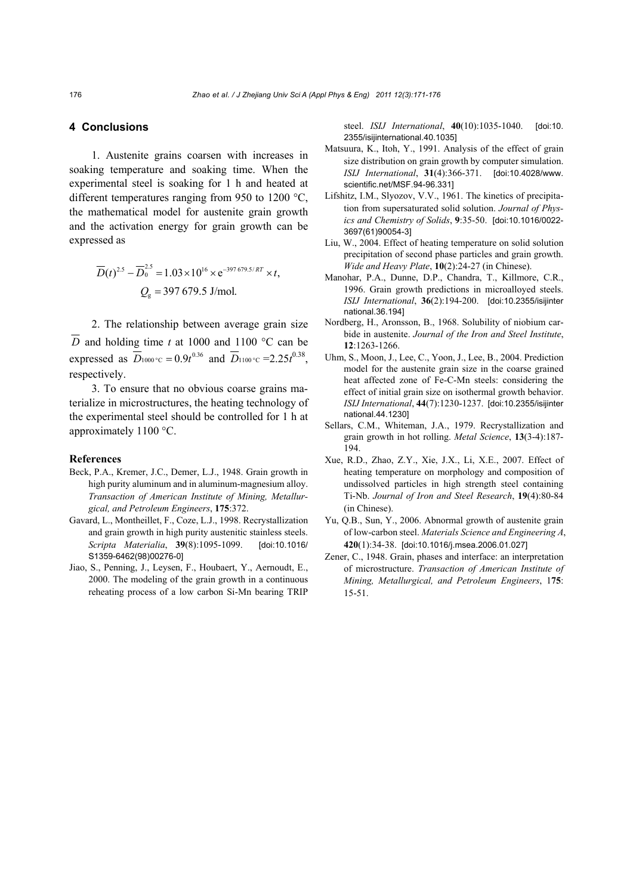## 4 Conclusions

1. Austenite grains coarsen with increases in soaking temperature and soaking time. When the experimental steel is soaking for 1 h and heated at different temperatures ranging from 950 to 1200 °C, the mathematical model for austenite grain growth and the activation energy for grain growth can be expressed as

$$\overline{D}(t)^{2.5} - \overline{D}_0^{2.5} = 1.03\times10^{16} \times \mathrm{e}^{-397\,679.5/RT} \times t,$$

$$Q_{\mathrm{g}} = 397\,679.5 \text{ J/mol}.$$

2. The relationship between average grain size $\overline{D}$ and holding time $t$ at 1000 and 1100 °C can be expressed as $\overline{D}_{1000\,°\mathrm{C}} = 0.9t^{0.36}$ and $\overline{D}_{1100\,°\mathrm{C}} = 2.25t^{0.38}$, respectively.

3. To ensure that no obvious coarse grains materialize in microstructures, the heating technology of the experimental steel should be controlled for 1 h at approximately 1100 °C.

### References

Beck, P.A., Kremer, J.C., Demer, L.J., 1948. Grain growth in high purity aluminum and in aluminum-magnesium alloy. *Transaction of American Institute of Mining, Metallurgical, and Petroleum Engineers*, **175**:372.

Gavard, L., Montheillet, F., Coze, L.J., 1998. Recrystallization and grain growth in high purity austenitic stainless steels. *Scripta Materialia*, **39**(8):1095-1099. [doi:10.1016/S1359-6462(98)00276-0]

Jiao, S., Penning, J., Leysen, F., Houbaert, Y., Aernoudt, E., 2000. The modeling of the grain growth in a continuous reheating process of a low carbon Si-Mn bearing TRIP steel. *ISIJ International*, **40**(10):1035-1040. [doi:10.2355/isijinternational.40.1035]

Matsuura, K., Itoh, Y., 1991. Analysis of the effect of grain size distribution on grain growth by computer simulation. *ISIJ International*, **31**(4):366-371. [doi:10.4028/www.scientific.net/MSF.94-96.331]

Lifshitz, I.M., Slyozov, V.V., 1961. The kinetics of precipitation from supersaturated solid solution. *Journal of Physics and Chemistry of Solids*, **9**:35-50. [doi:10.1016/0022-3697(61)90054-3]

Liu, W., 2004. Effect of heating temperature on solid solution precipitation of second phase particles and grain growth. *Wide and Heavy Plate*, **10**(2):24-27 (in Chinese).

Manohar, P.A., Dunne, D.P., Chandra, T., Killmore, C.R., 1996. Grain growth predictions in microalloyed steels. *ISIJ International*, **36**(2):194-200. [doi:10.2355/isijinternational.36.194]

Nordberg, H., Aronsson, B., 1968. Solubility of niobium carbide in austenite. *Journal of the Iron and Steel Institute*, **12**:1263-1266.

Uhm, S., Moon, J., Lee, C., Yoon, J., Lee, B., 2004. Prediction model for the austenite grain size in the coarse grained heat affected zone of Fe-C-Mn steels: considering the effect of initial grain size on isothermal growth behavior. *ISIJ International*, **44**(7):1230-1237. [doi:10.2355/isijinternational.44.1230]

Sellars, C.M., Whiteman, J.A., 1979. Recrystallization and grain growth in hot rolling. *Metal Science*, **13**(3-4):187-194.

Xue, R.D., Zhao, Z.Y., Xie, J.X., Li, X.E., 2007. Effect of heating temperature on morphology and composition of undissolved particles in high strength steel containing Ti-Nb. *Journal of Iron and Steel Research*, **19**(4):80-84 (in Chinese).

Yu, Q.B., Sun, Y., 2006. Abnormal growth of austenite grain of low-carbon steel. *Materials Science and Engineering A*, **420**(1):34-38. [doi:10.1016/j.msea.2006.01.027]

Zener, C., 1948. Grain, phases and interface: an interpretation of microstructure. *Transaction of American Institute of Mining, Metallurgical, and Petroleum Engineers*, 1**75**:15-51.